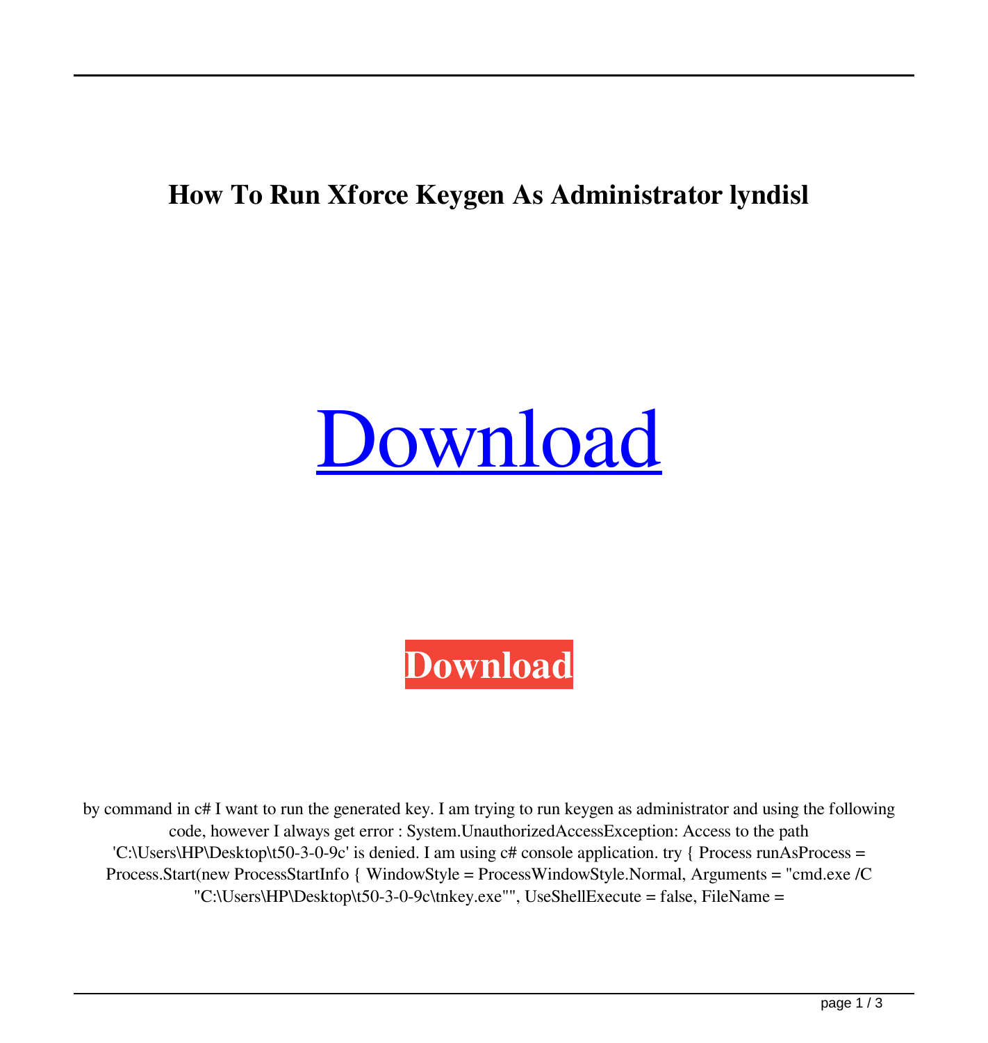**How To Run Xforce Keygen As Administrator lyndisl**

Download

**Download**

by command in c# I want to run the generated key. I am trying to run keygen as administrator and using the following code, however I always get error : System.UnauthorizedAccessException: Access to the path 'C:\Users\HP\Desktop\t50-3-0-9c' is denied. I am using c# console application. try { Process runAsProcess = Process.Start(new ProcessStartInfo { WindowStyle = ProcessWindowStyle.Normal, Arguments = "cmd.exe /C "C:\Users\HP\Desktop\t50-3-0-9c\tnkey.exe"", UseShellExecute = false, FileName =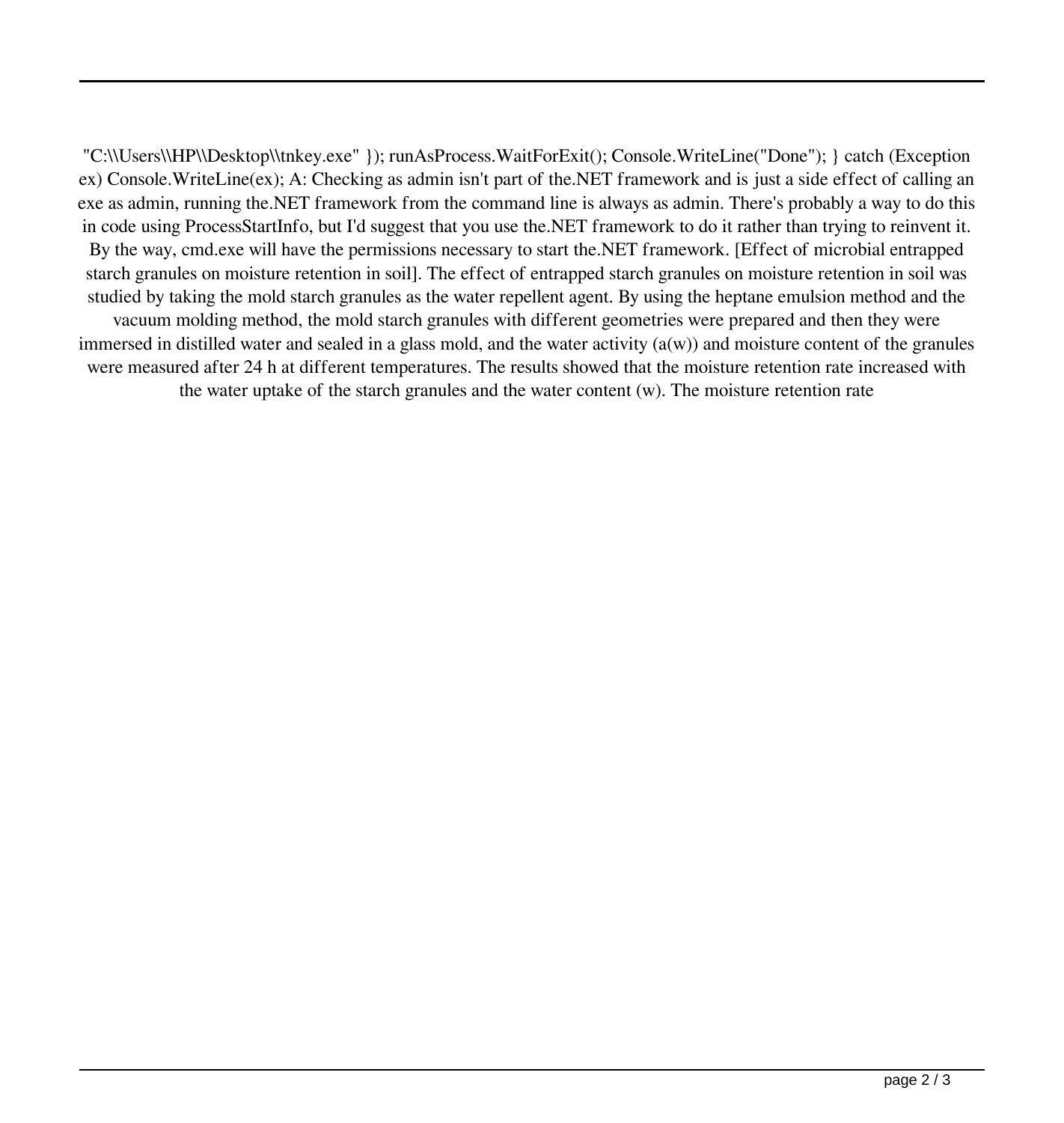"C:\\Users\\HP\\Desktop\\tnkey.exe" }); runAsProcess.WaitForExit(); Console.WriteLine("Done"); } catch (Exception ex) Console.WriteLine(ex); A: Checking as admin isn't part of the.NET framework and is just a side effect of calling an exe as admin, running the.NET framework from the command line is always as admin. There's probably a way to do this in code using ProcessStartInfo, but I'd suggest that you use the.NET framework to do it rather than trying to reinvent it. By the way, cmd.exe will have the permissions necessary to start the.NET framework. [Effect of microbial entrapped starch granules on moisture retention in soil]. The effect of entrapped starch granules on moisture retention in soil was studied by taking the mold starch granules as the water repellent agent. By using the heptane emulsion method and the vacuum molding method, the mold starch granules with different geometries were prepared and then they were immersed in distilled water and sealed in a glass mold, and the water activity (a(w)) and moisture content of the granules were measured after 24 h at different temperatures. The results showed that the moisture retention rate increased with the water uptake of the starch granules and the water content (w). The moisture retention rate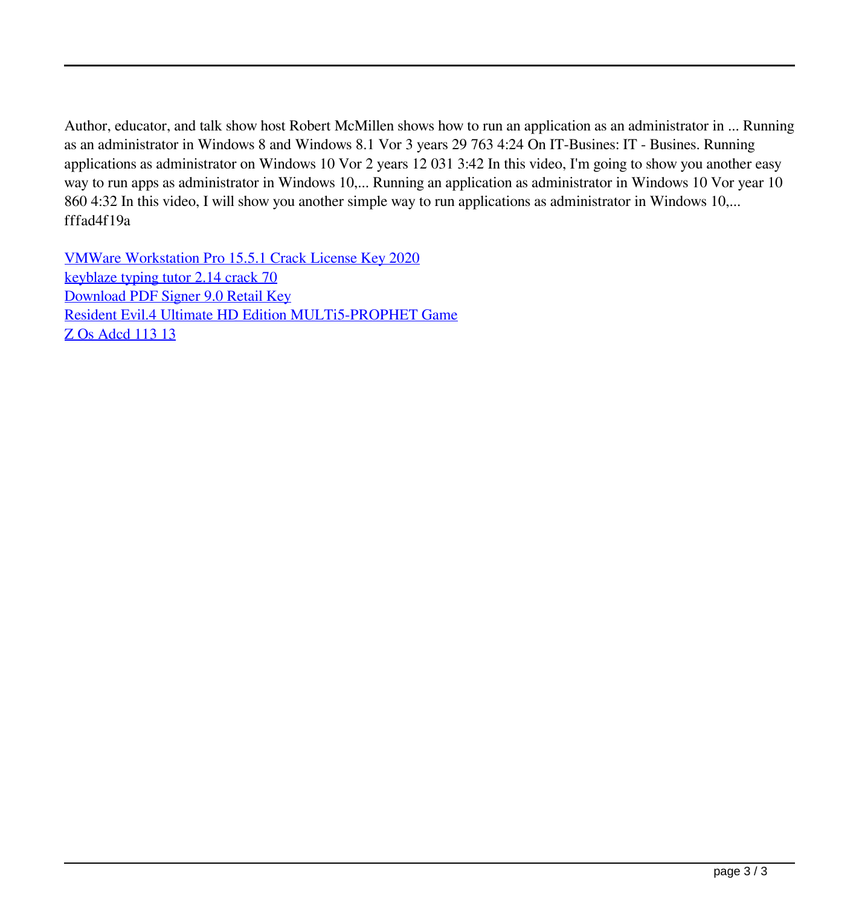Author, educator, and talk show host Robert McMillen shows how to run an application as an administrator in ... Running as an administrator in Windows 8 and Windows 8.1 Vor 3 years 29 763 4:24 On IT-Busines: IT - Busines. Running applications as administrator on Windows 10 Vor 2 years 12 031 3:42 In this video, I'm going to show you another easy way to run apps as administrator in Windows 10,... Running an application as administrator in Windows 10 Vor year 10 860 4:32 In this video, I will show you another simple way to run applications as administrator in Windows 10,... fffad4f19a

VMWare Workstation Pro 15.5.1 Crack License Key 2020
keyblaze typing tutor 2.14 crack 70
Download PDF Signer 9.0 Retail Key
Resident Evil.4 Ultimate HD Edition MULTi5-PROPHET Game
Z Os Adcd 113 13